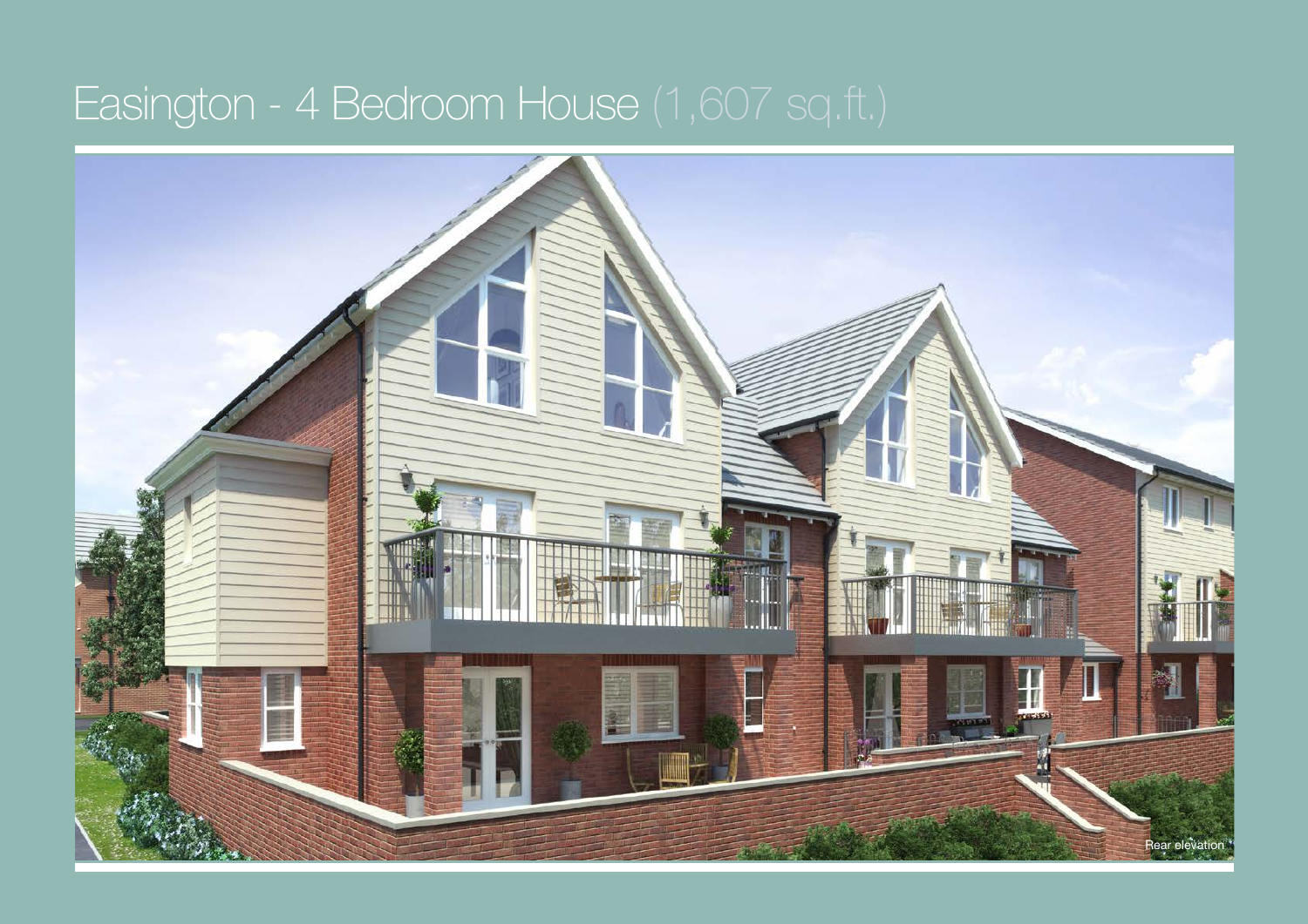# Easington - 4 Bedroom House (1,607 sq.ft.)

Rear elevation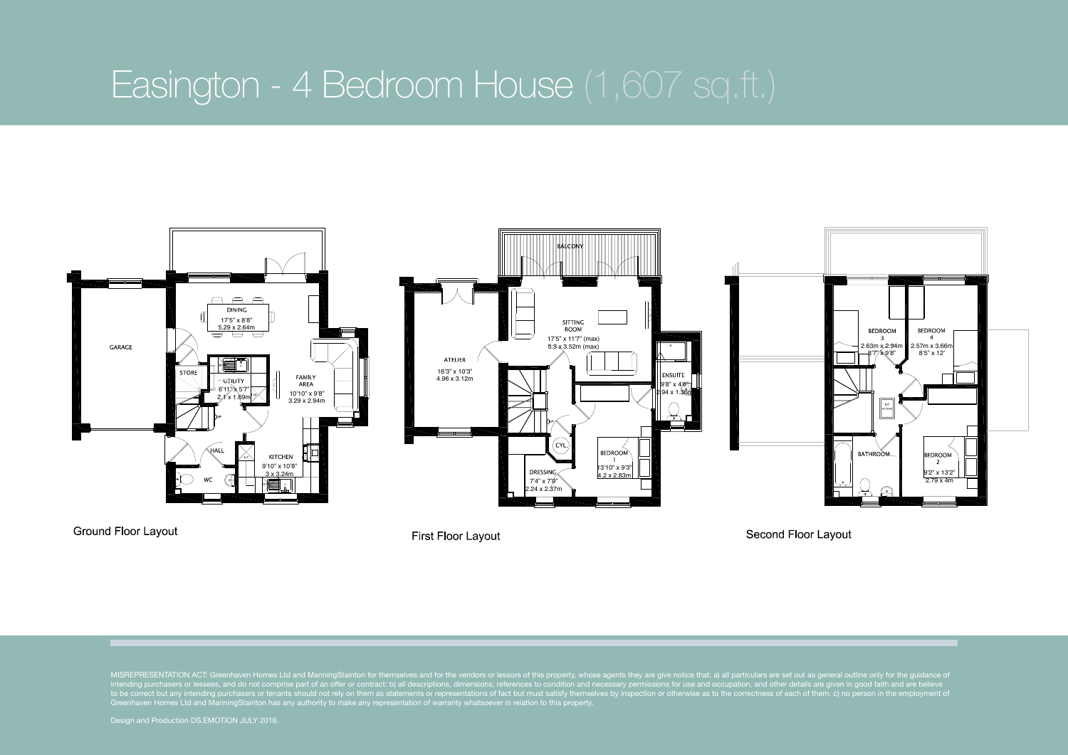# Easington - 4 Bedroom House (1,607 sq.ft.)

## Ground Floor Layout

GARAGE

DINING
17'5" x 8'8"
5.29 x 2.64m

STORE

UTILITY
6'11" x 5'7"
2.1 x 1.69m

FAMILY AREA
10'10" x 9'8"
3.29 x 2.94m

HALL

WC

KITCHEN
9'10" x 10'8"
3 x 3.24m

## First Floor Layout

BALCONY

ATELIER
16'3" x 10'3"
4.96 x 3.12m

SITTING ROOM
17'5" x 11'7" (max)
5.3 x 3.52m (max)

ENSUITE
9'8" x 4'6"
2.94 x 1.36m

CYL.

DRESSING
7'4" x 7'9"
2.24 x 2.37m

BEDROOM 1
13'10" x 9'3"
4.2 x 2.83m

## Second Floor Layout

BEDROOM 3
2.63m x 2.94m
8'7" x 9'8"

BEDROOM 4
2.57m x 3.66m
8'5" x 12'

BATHROOM

BEDROOM 2
9'2" x 13'2"
2.79 x 4m

MISREPRESENTATION ACT: Greenhaven Homes Ltd and ManningStainton for themselves and for the vendors or lessors of this property, whose agents they are give notice that: a) all particulars are set out as general outline only for the guidance of intending purchasers or lessees, and do not comprise part of an offer or contract: b) all descriptions, dimensions, references to condition and necessary permissions for use and occupation, and other details are given in good faith and are believe to be correct but any intending purchasers or tenants should not rely on them as statements or representations of fact but must satisfy themselves by inspection or otherwise as to the correctness of each of them. c) no person in the employment of Greenhaven Homes Ltd and ManningStainton has any authority to make any representation of warranty whatsoever in relation to this property.

Design and Production DS.EMOTION JULY 2016.